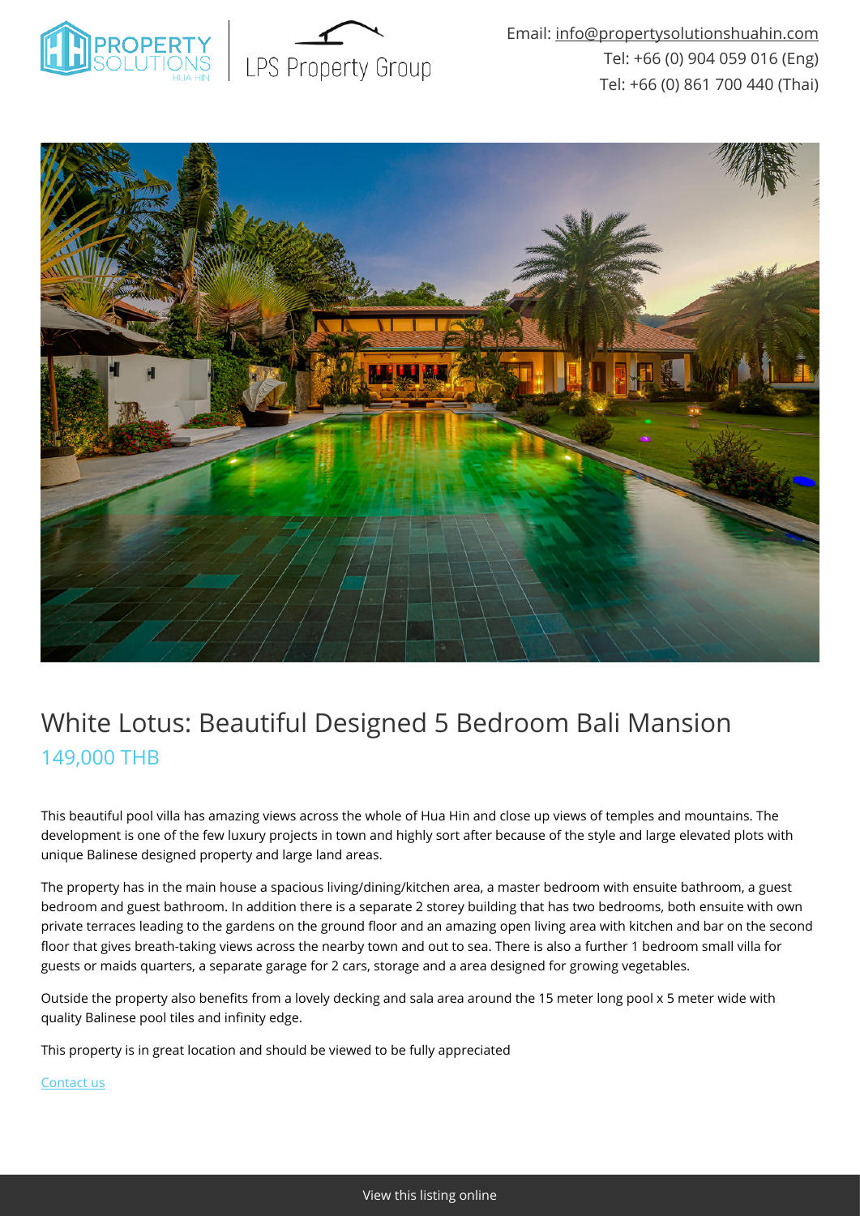Email: info@propertysolutionshuahin.com
Tel: +66 (0) 904 059 016 (Eng)
Tel: +66 (0) 861 700 440 (Thai)

# White Lotus: Beautiful Designed 5 Bedroom Bali Mansion

## 149,000 THB

This beautiful pool villa has amazing views across the whole of Hua Hin and close up views of temples and mountains. The development is one of the few luxury projects in town and highly sort after because of the style and large elevated plots with unique Balinese designed property and large land areas.

The property has in the main house a spacious living/dining/kitchen area, a master bedroom with ensuite bathroom, a guest bedroom and guest bathroom. In addition there is a separate 2 storey building that has two bedrooms, both ensuite with own private terraces leading to the gardens on the ground floor and an amazing open living area with kitchen and bar on the second floor that gives breath-taking views across the nearby town and out to sea. There is also a further 1 bedroom small villa for guests or maids quarters, a separate garage for 2 cars, storage and a area designed for growing vegetables.

Outside the property also benefits from a lovely decking and sala area around the 15 meter long pool x 5 meter wide with quality Balinese pool tiles and infinity edge.

This property is in great location and should be viewed to be fully appreciated

Contact us

View this listing online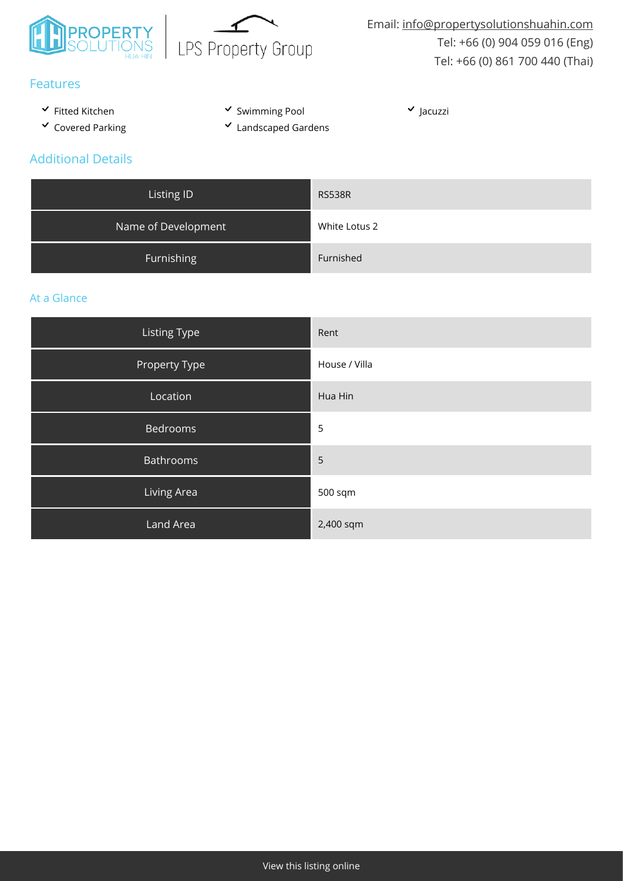Email: info@propertysolutionshuahin.com
Tel: +66 (0) 904 059 016 (Eng)
Tel: +66 (0) 861 700 440 (Thai)

## Features

- Fitted Kitchen
- Swimming Pool
- Jacuzzi
- Covered Parking
- Landscaped Gardens

## Additional Details

| | |
|---|---|
| Listing ID | RS538R |
| Name of Development | White Lotus 2 |
| Furnishing | Furnished |

### At a Glance

| | |
|---|---|
| Listing Type | Rent |
| Property Type | House / Villa |
| Location | Hua Hin |
| Bedrooms | 5 |
| Bathrooms | 5 |
| Living Area | 500 sqm |
| Land Area | 2,400 sqm |

View this listing online